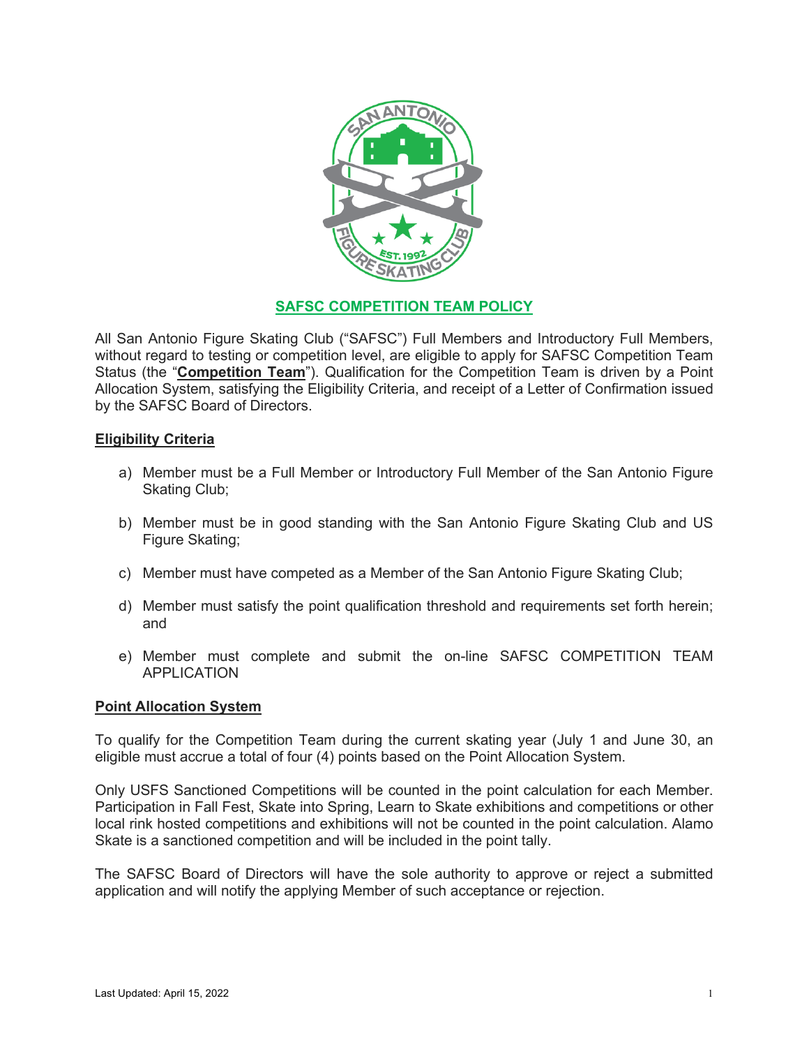# SAFSC COMPETITION TEAM POLICY

All San Antonio Figure Skating Club ("SAFSC") Full Members and Introductory Full Members, without regard to testing or competition level, are eligible to apply for SAFSC Competition Team Status (the "**Competition Team**"). Qualification for the Competition Team is driven by a Point Allocation System, satisfying the Eligibility Criteria, and receipt of a Letter of Confirmation issued by the SAFSC Board of Directors.

## Eligibility Criteria

a) Member must be a Full Member or Introductory Full Member of the San Antonio Figure Skating Club;

b) Member must be in good standing with the San Antonio Figure Skating Club and US Figure Skating;

c) Member must have competed as a Member of the San Antonio Figure Skating Club;

d) Member must satisfy the point qualification threshold and requirements set forth herein; and

e) Member must complete and submit the on-line SAFSC COMPETITION TEAM APPLICATION

## Point Allocation System

To qualify for the Competition Team during the current skating year (July 1 and June 30, an eligible must accrue a total of four (4) points based on the Point Allocation System.

Only USFS Sanctioned Competitions will be counted in the point calculation for each Member. Participation in Fall Fest, Skate into Spring, Learn to Skate exhibitions and competitions or other local rink hosted competitions and exhibitions will not be counted in the point calculation. Alamo Skate is a sanctioned competition and will be included in the point tally.

The SAFSC Board of Directors will have the sole authority to approve or reject a submitted application and will notify the applying Member of such acceptance or rejection.

Last Updated: April 15, 2022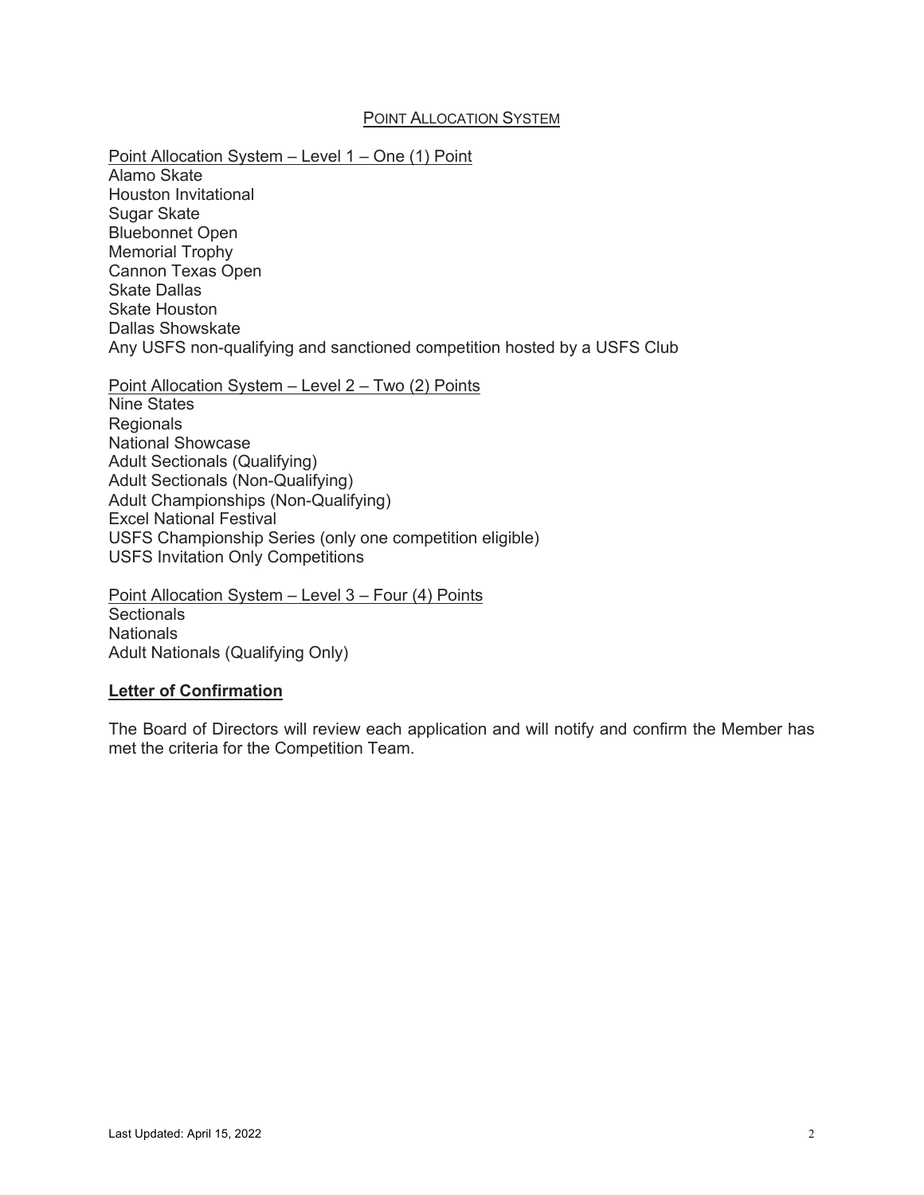## Point Allocation System

Point Allocation System – Level 1 – One (1) Point

Alamo Skate
Houston Invitational
Sugar Skate
Bluebonnet Open
Memorial Trophy
Cannon Texas Open
Skate Dallas
Skate Houston
Dallas Showskate
Any USFS non-qualifying and sanctioned competition hosted by a USFS Club

Point Allocation System – Level 2 – Two (2) Points

Nine States
Regionals
National Showcase
Adult Sectionals (Qualifying)
Adult Sectionals (Non-Qualifying)
Adult Championships (Non-Qualifying)
Excel National Festival
USFS Championship Series (only one competition eligible)
USFS Invitation Only Competitions

Point Allocation System – Level 3 – Four (4) Points

Sectionals
Nationals
Adult Nationals (Qualifying Only)

**Letter of Confirmation**

The Board of Directors will review each application and will notify and confirm the Member has met the criteria for the Competition Team.

Last Updated: April 15, 2022